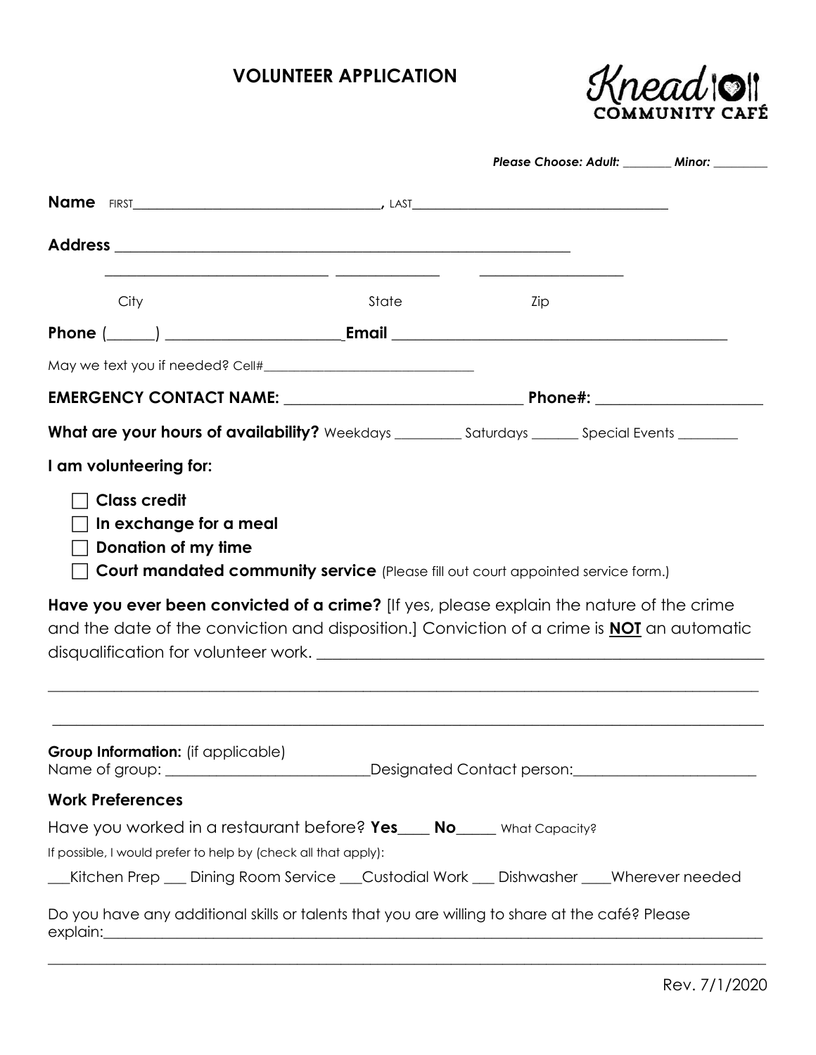# VOLUNTEER APPLICATION

Knead COMMUNITY CAFÉ

***Please Choose: Adult: ________ Minor: ________***

**Name** FIRST___________________________________, LAST___________________________________

**Address** ___________________________________________________________

_____________________________ _____________ ___________________

City State Zip

**Phone** (______) _____________________**Email** ________________________________________

May we text you if needed? Cell#_______________________________

**EMERGENCY CONTACT NAME:** _____________________________ **Phone#:** ____________________

**What are your hours of availability?** Weekdays _________ Saturdays _______ Special Events _________

**I am volunteering for:**

- ☐ **Class credit**
- ☐ **In exchange for a meal**
- ☐ **Donation of my time**
- ☐ **Court mandated community service** (Please fill out court appointed service form.)

**Have you ever been convicted of a crime?** [If yes, please explain the nature of the crime and the date of the conviction and disposition.] Conviction of a crime is **NOT** an automatic disqualification for volunteer work. _______________________________________________________

_____________________________________________________________________________________

_____________________________________________________________________________________

**Group Information:** (if applicable)
Name of group: ___________________________Designated Contact person:________________________

**Work Preferences**

Have you worked in a restaurant before? **Yes**____ **No**_____ What Capacity?

If possible, I would prefer to help by (check all that apply):

___Kitchen Prep ___ Dining Room Service ___Custodial Work ___ Dishwasher ____Wherever needed

Do you have any additional skills or talents that you are willing to share at the café? Please explain:_____________________________________________________________________________________

_____________________________________________________________________________________

Rev. 7/1/2020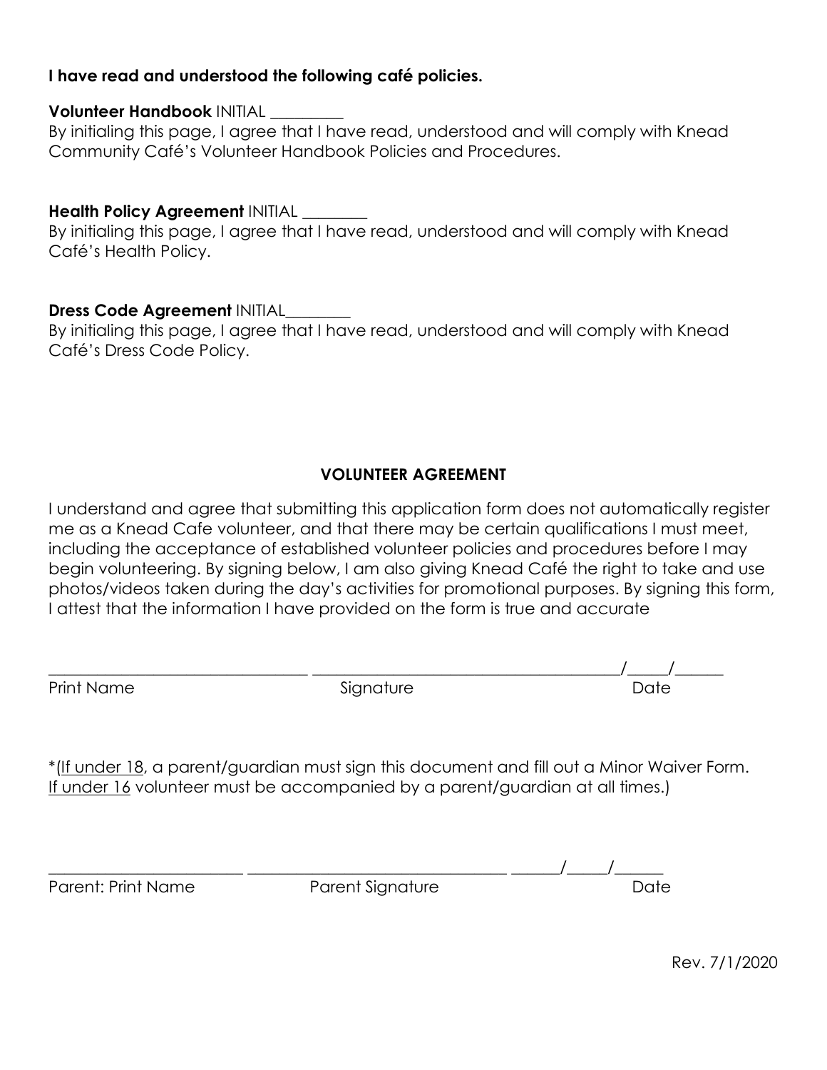**I have read and understood the following café policies.**

**Volunteer Handbook** INITIAL _________
By initialing this page, I agree that I have read, understood and will comply with Knead Community Café's Volunteer Handbook Policies and Procedures.

**Health Policy Agreement** INITIAL ________
By initialing this page, I agree that I have read, understood and will comply with Knead Café's Health Policy.

**Dress Code Agreement** INITIAL________
By initialing this page, I agree that I have read, understood and will comply with Knead Café's Dress Code Policy.

**VOLUNTEER AGREEMENT**

I understand and agree that submitting this application form does not automatically register me as a Knead Cafe volunteer, and that there may be certain qualifications I must meet, including the acceptance of established volunteer policies and procedures before I may begin volunteering. By signing below, I am also giving Knead Café the right to take and use photos/videos taken during the day's activities for promotional purposes. By signing this form, I attest that the information I have provided on the form is true and accurate

_______________________________ _____________________________________/_____/______
Print Name Signature Date

*(If under 18, a parent/guardian must sign this document and fill out a Minor Waiver Form. If under 16 volunteer must be accompanied by a parent/guardian at all times.)

_______________________ _______________________________ ______/_____/______
Parent: Print Name Parent Signature Date

Rev. 7/1/2020